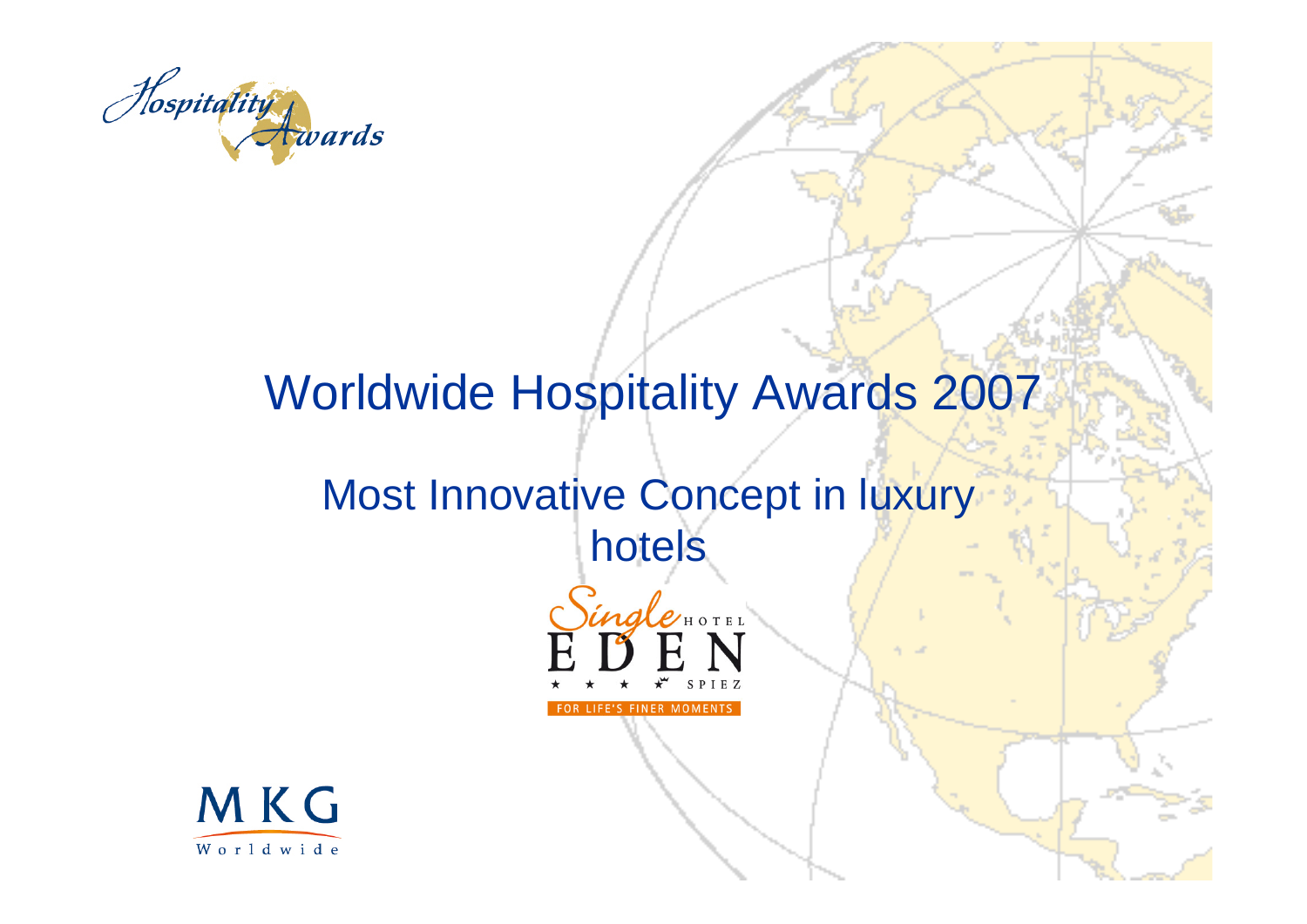Hospitality Awards

# Worldwide Hospitality Awards 2007

## Most Innovative Concept in luxury hotels

Single HOTEL EDEN SPIEZ

FOR LIFE'S FINER MOMENTS

MKG Worldwide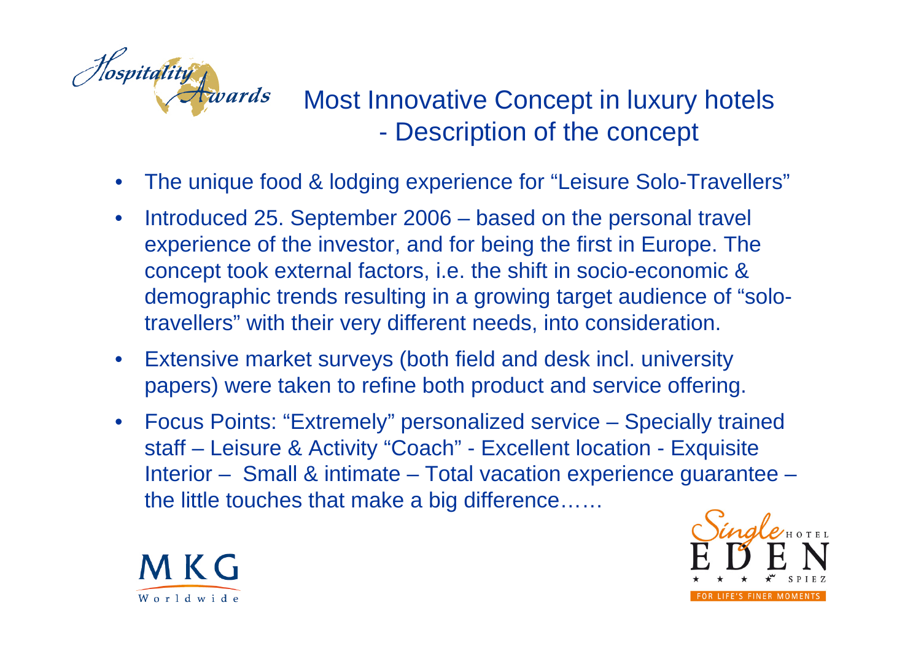# Most Innovative Concept in luxury hotels - Description of the concept

- The unique food & lodging experience for "Leisure Solo-Travellers"
- Introduced 25. September 2006 – based on the personal travel experience of the investor, and for being the first in Europe. The concept took external factors, i.e. the shift in socio-economic & demographic trends resulting in a growing target audience of "solo-travellers" with their very different needs, into consideration.
- Extensive market surveys (both field and desk incl. university papers) were taken to refine both product and service offering.
- Focus Points: "Extremely" personalized service – Specially trained staff – Leisure & Activity "Coach" - Excellent location - Exquisite Interior – Small & intimate – Total vacation experience guarantee – the little touches that make a big difference……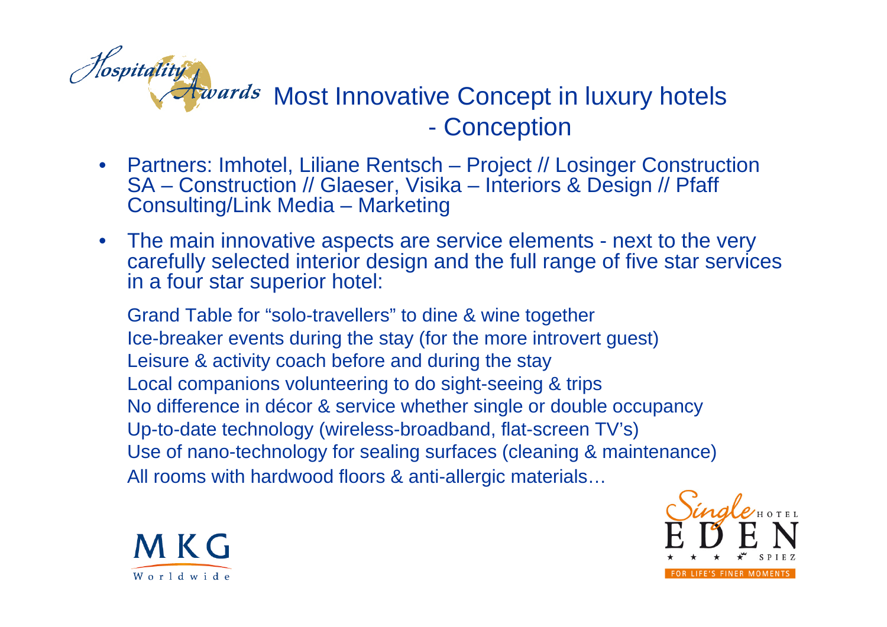# Most Innovative Concept in luxury hotels - Conception

- Partners: Imhotel, Liliane Rentsch – Project // Losinger Construction SA – Construction // Glaeser, Visika – Interiors & Design // Pfaff Consulting/Link Media – Marketing
- The main innovative aspects are service elements - next to the very carefully selected interior design and the full range of five star services in a four star superior hotel:

Grand Table for "solo-travellers" to dine & wine together
Ice-breaker events during the stay (for the more introvert guest)
Leisure & activity coach before and during the stay
Local companions volunteering to do sight-seeing & trips
No difference in décor & service whether single or double occupancy
Up-to-date technology (wireless-broadband, flat-screen TV's)
Use of nano-technology for sealing surfaces (cleaning & maintenance)
All rooms with hardwood floors & anti-allergic materials…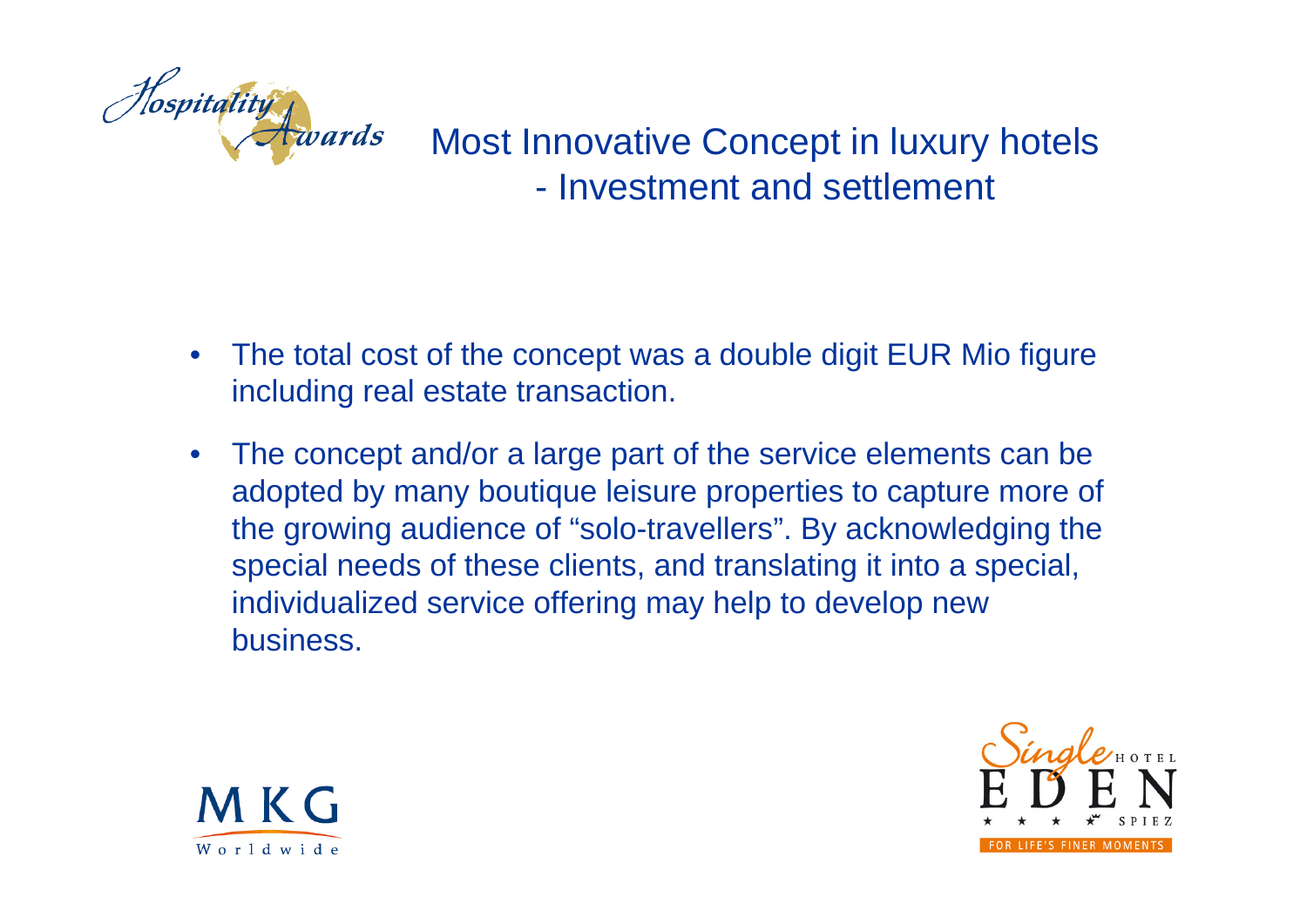# Most Innovative Concept in luxury hotels - Investment and settlement

- The total cost of the concept was a double digit EUR Mio figure including real estate transaction.
- The concept and/or a large part of the service elements can be adopted by many boutique leisure properties to capture more of the growing audience of "solo-travellers". By acknowledging the special needs of these clients, and translating it into a special, individualized service offering may help to develop new business.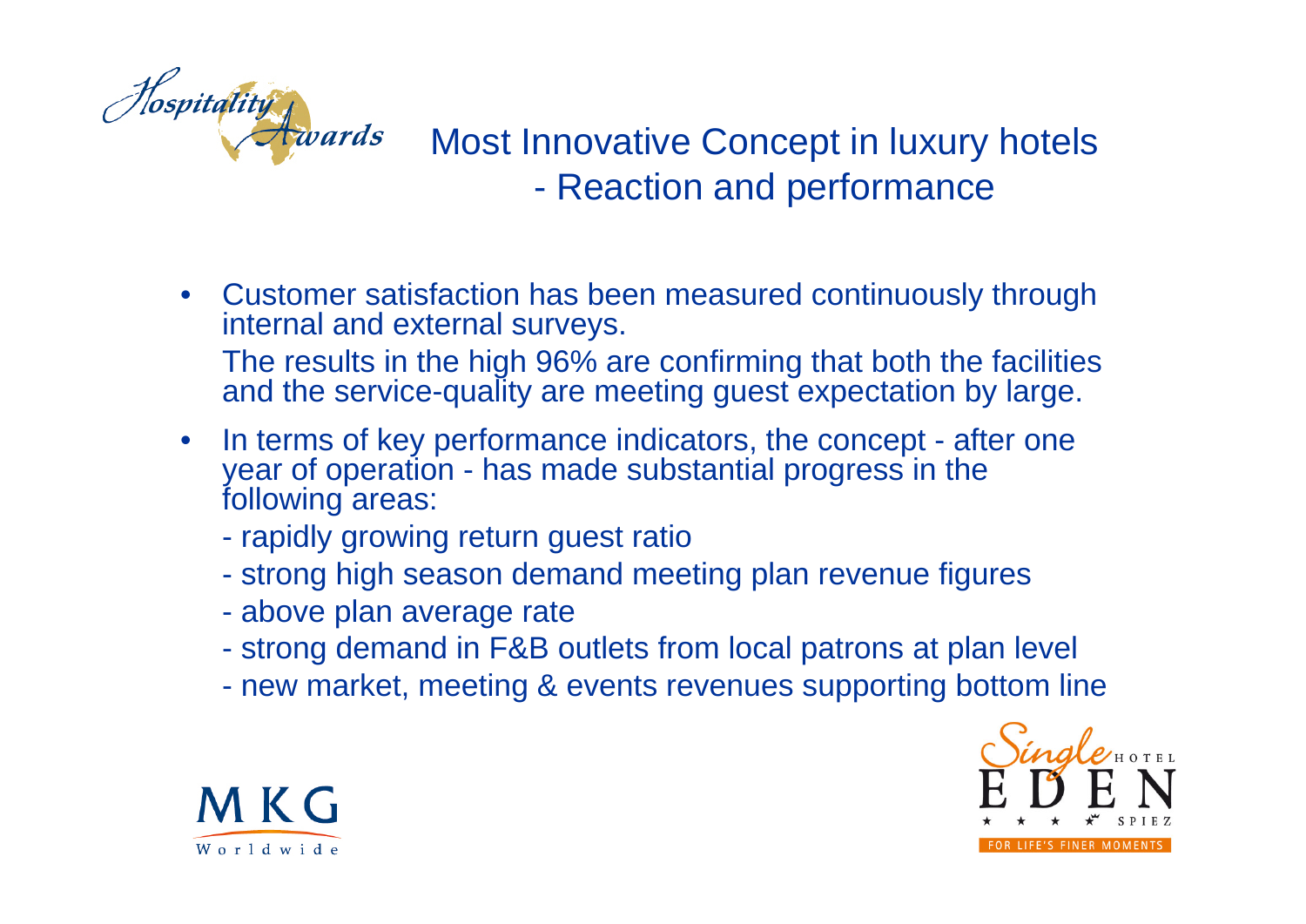# Most Innovative Concept in luxury hotels
## - Reaction and performance

- Customer satisfaction has been measured continuously through internal and external surveys.

  The results in the high 96% are confirming that both the facilities and the service-quality are meeting guest expectation by large.

- In terms of key performance indicators, the concept - after one year of operation - has made substantial progress in the following areas:
  - rapidly growing return guest ratio
  - strong high season demand meeting plan revenue figures
  - above plan average rate
  - strong demand in F&B outlets from local patrons at plan level
  - new market, meeting & events revenues supporting bottom line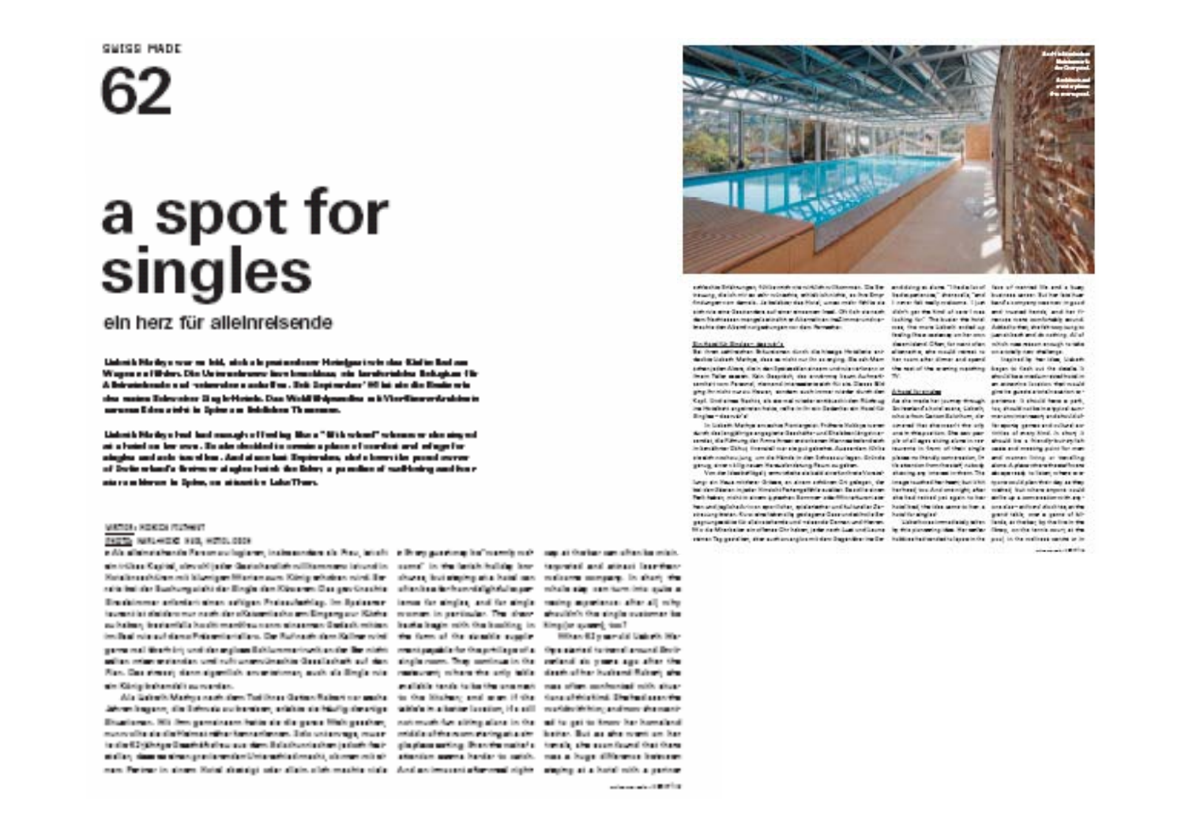SWISS MADE

# 62

# a spot for singles

## ein herz für alleinreisende

Liebeth Markys had had enough of feeling like a "fifth wheel" whenever she stayed at a hotel on her own. So she decided to create a place of comfort and refuge for singles and solo travellers. And since last September, she's been the proud owner of Switzerland's first-ever singles hotel: the Solar, a paradise of well-being and harmony above Spiez, on scenic Lake Thun.